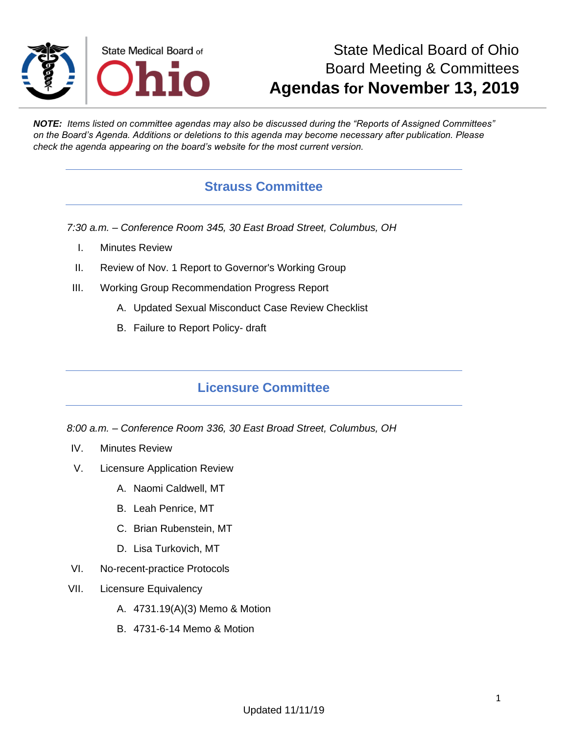State Medical Board of Ohio

# State Medical Board of Ohio
# Board Meeting & Committees
# Agendas for November 13, 2019

***NOTE:** Items listed on committee agendas may also be discussed during the "Reports of Assigned Committees" on the Board's Agenda. Additions or deletions to this agenda may become necessary after publication. Please check the agenda appearing on the board's website for the most current version.*

## Strauss Committee

*7:30 a.m. – Conference Room 345, 30 East Broad Street, Columbus, OH*

I. Minutes Review

II. Review of Nov. 1 Report to Governor's Working Group

III. Working Group Recommendation Progress Report

   A. Updated Sexual Misconduct Case Review Checklist

   B. Failure to Report Policy- draft

## Licensure Committee

*8:00 a.m. – Conference Room 336, 30 East Broad Street, Columbus, OH*

IV. Minutes Review

V. Licensure Application Review

   A. Naomi Caldwell, MT

   B. Leah Penrice, MT

   C. Brian Rubenstein, MT

   D. Lisa Turkovich, MT

VI. No-recent-practice Protocols

VII. Licensure Equivalency

   A. 4731.19(A)(3) Memo & Motion

   B. 4731-6-14 Memo & Motion

Updated 11/11/19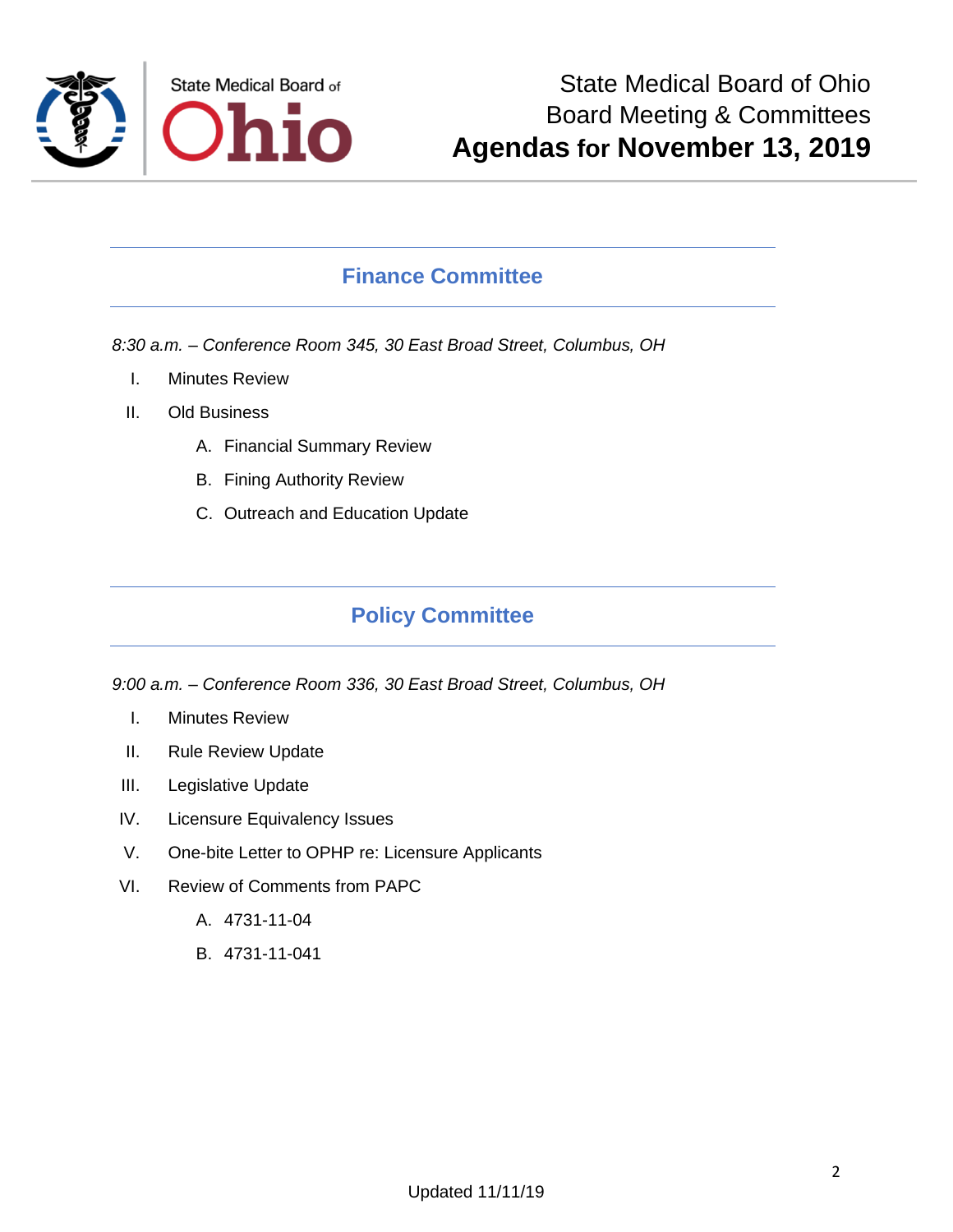State Medical Board of Ohio
Board Meeting & Committees
**Agendas for November 13, 2019**

## Finance Committee

*8:30 a.m. – Conference Room 345, 30 East Broad Street, Columbus, OH*

I. Minutes Review

II. Old Business

   A. Financial Summary Review

   B. Fining Authority Review

   C. Outreach and Education Update

## Policy Committee

*9:00 a.m. – Conference Room 336, 30 East Broad Street, Columbus, OH*

I. Minutes Review

II. Rule Review Update

III. Legislative Update

IV. Licensure Equivalency Issues

V. One-bite Letter to OPHP re: Licensure Applicants

VI. Review of Comments from PAPC

   A. 4731-11-04

   B. 4731-11-041

Updated 11/11/19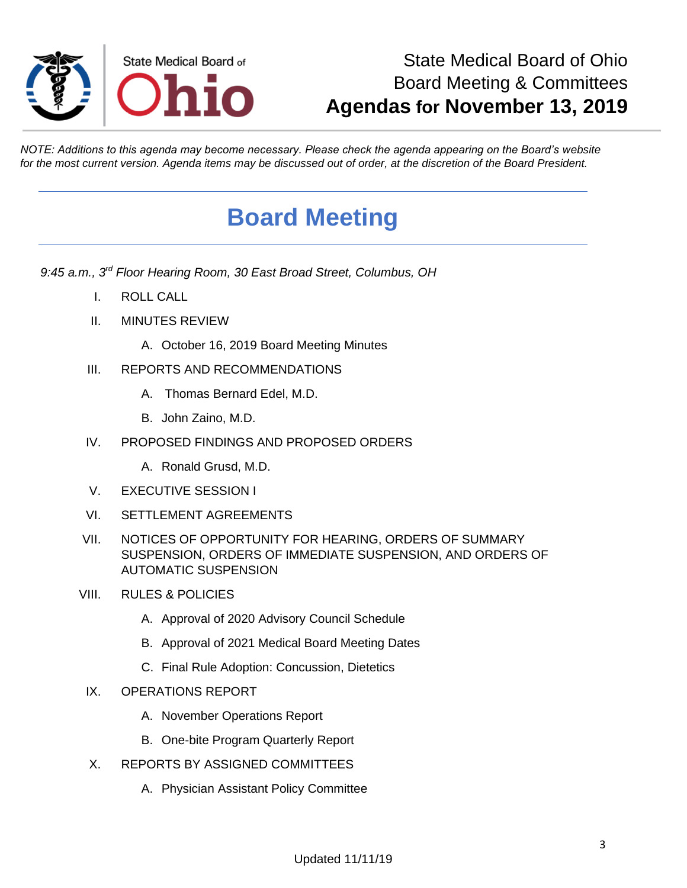State Medical Board of Ohio
Board Meeting & Committees
**Agendas for November 13, 2019**

*NOTE: Additions to this agenda may become necessary. Please check the agenda appearing on the Board's website for the most current version. Agenda items may be discussed out of order, at the discretion of the Board President.*

# Board Meeting

*9:45 a.m., 3rd Floor Hearing Room, 30 East Broad Street, Columbus, OH*

I. ROLL CALL

II. MINUTES REVIEW

   A. October 16, 2019 Board Meeting Minutes

III. REPORTS AND RECOMMENDATIONS

   A. Thomas Bernard Edel, M.D.

   B. John Zaino, M.D.

IV. PROPOSED FINDINGS AND PROPOSED ORDERS

   A. Ronald Grusd, M.D.

V. EXECUTIVE SESSION I

VI. SETTLEMENT AGREEMENTS

VII. NOTICES OF OPPORTUNITY FOR HEARING, ORDERS OF SUMMARY SUSPENSION, ORDERS OF IMMEDIATE SUSPENSION, AND ORDERS OF AUTOMATIC SUSPENSION

VIII. RULES & POLICIES

   A. Approval of 2020 Advisory Council Schedule

   B. Approval of 2021 Medical Board Meeting Dates

   C. Final Rule Adoption: Concussion, Dietetics

IX. OPERATIONS REPORT

   A. November Operations Report

   B. One-bite Program Quarterly Report

X. REPORTS BY ASSIGNED COMMITTEES

   A. Physician Assistant Policy Committee

Updated 11/11/19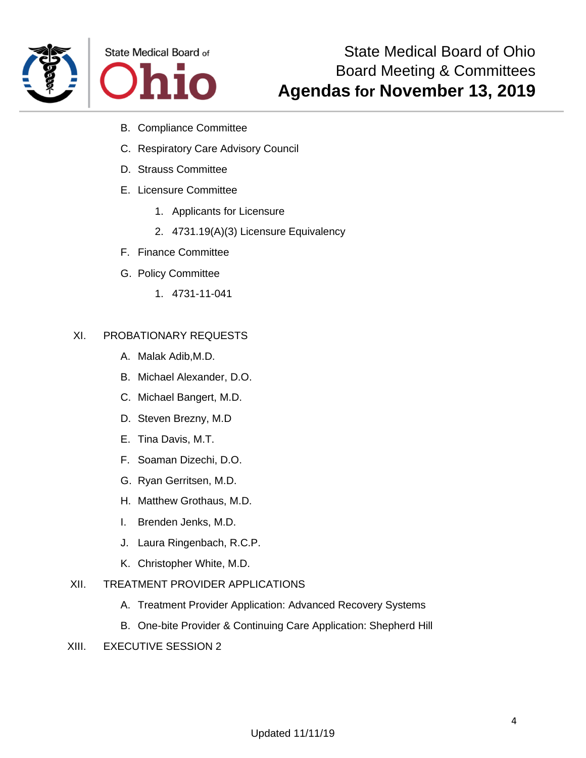B. Compliance Committee

C. Respiratory Care Advisory Council

D. Strauss Committee

E. Licensure Committee

  1. Applicants for Licensure

  2. 4731.19(A)(3) Licensure Equivalency

F. Finance Committee

G. Policy Committee

  1. 4731-11-041

XI. PROBATIONARY REQUESTS

A. Malak Adib,M.D.

B. Michael Alexander, D.O.

C. Michael Bangert, M.D.

D. Steven Brezny, M.D

E. Tina Davis, M.T.

F. Soaman Dizechi, D.O.

G. Ryan Gerritsen, M.D.

H. Matthew Grothaus, M.D.

I. Brenden Jenks, M.D.

J. Laura Ringenbach, R.C.P.

K. Christopher White, M.D.

XII. TREATMENT PROVIDER APPLICATIONS

A. Treatment Provider Application: Advanced Recovery Systems

B. One-bite Provider & Continuing Care Application: Shepherd Hill

XIII. EXECUTIVE SESSION 2

Updated 11/11/19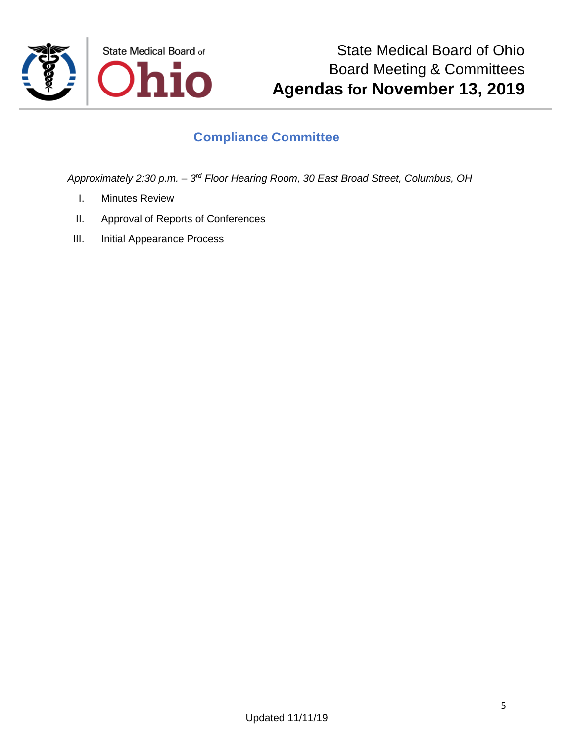State Medical Board of Ohio
Board Meeting & Committees
**Agendas for November 13, 2019**

## Compliance Committee

*Approximately 2:30 p.m. – 3rd Floor Hearing Room, 30 East Broad Street, Columbus, OH*

I. Minutes Review

II. Approval of Reports of Conferences

III. Initial Appearance Process

Updated 11/11/19